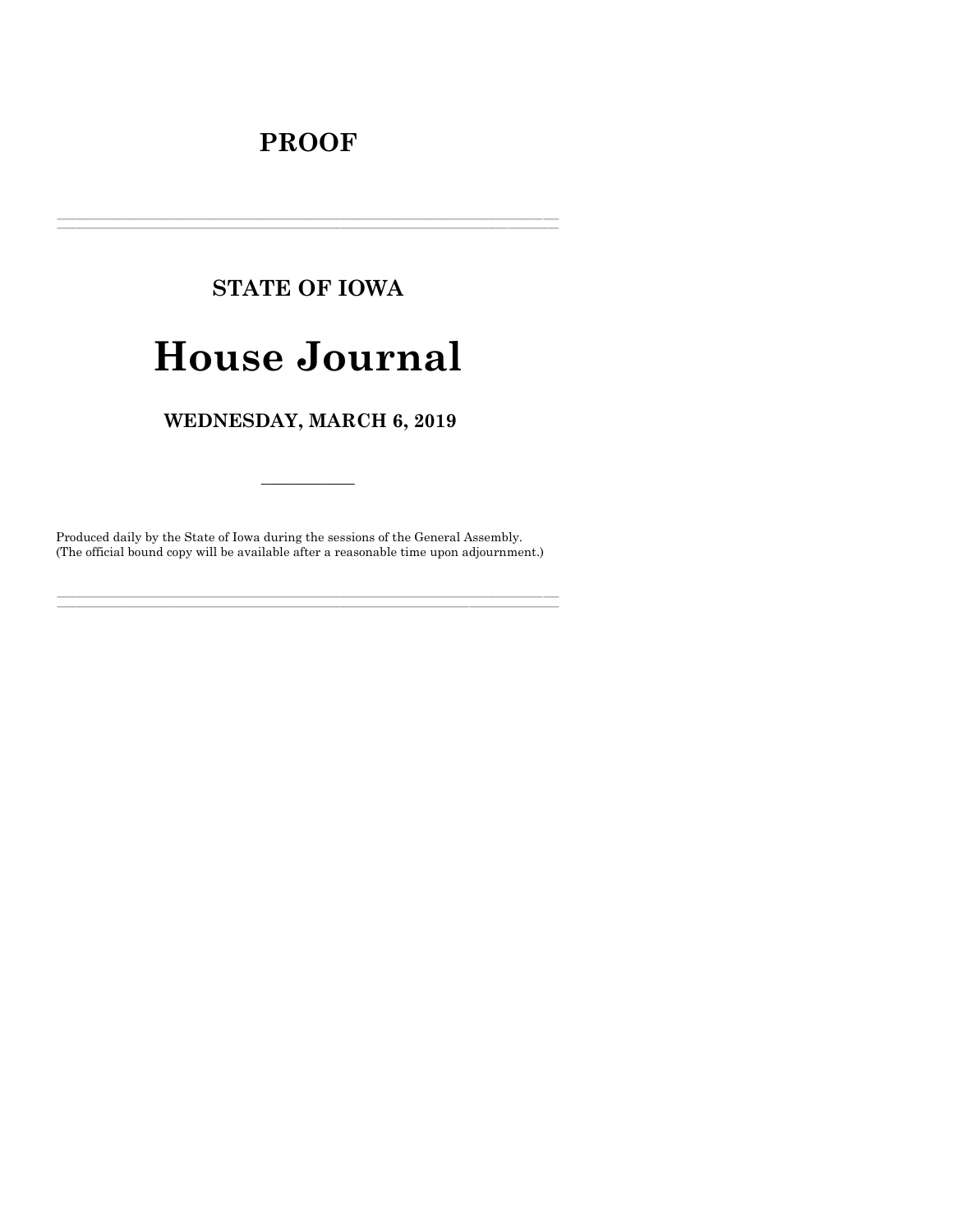# PROOF

---

## STATE OF IOWA

# House Journal

### WEDNESDAY, MARCH 6, 2019

---

Produced daily by the State of Iowa during the sessions of the General Assembly.
(The official bound copy will be available after a reasonable time upon adjournment.)

---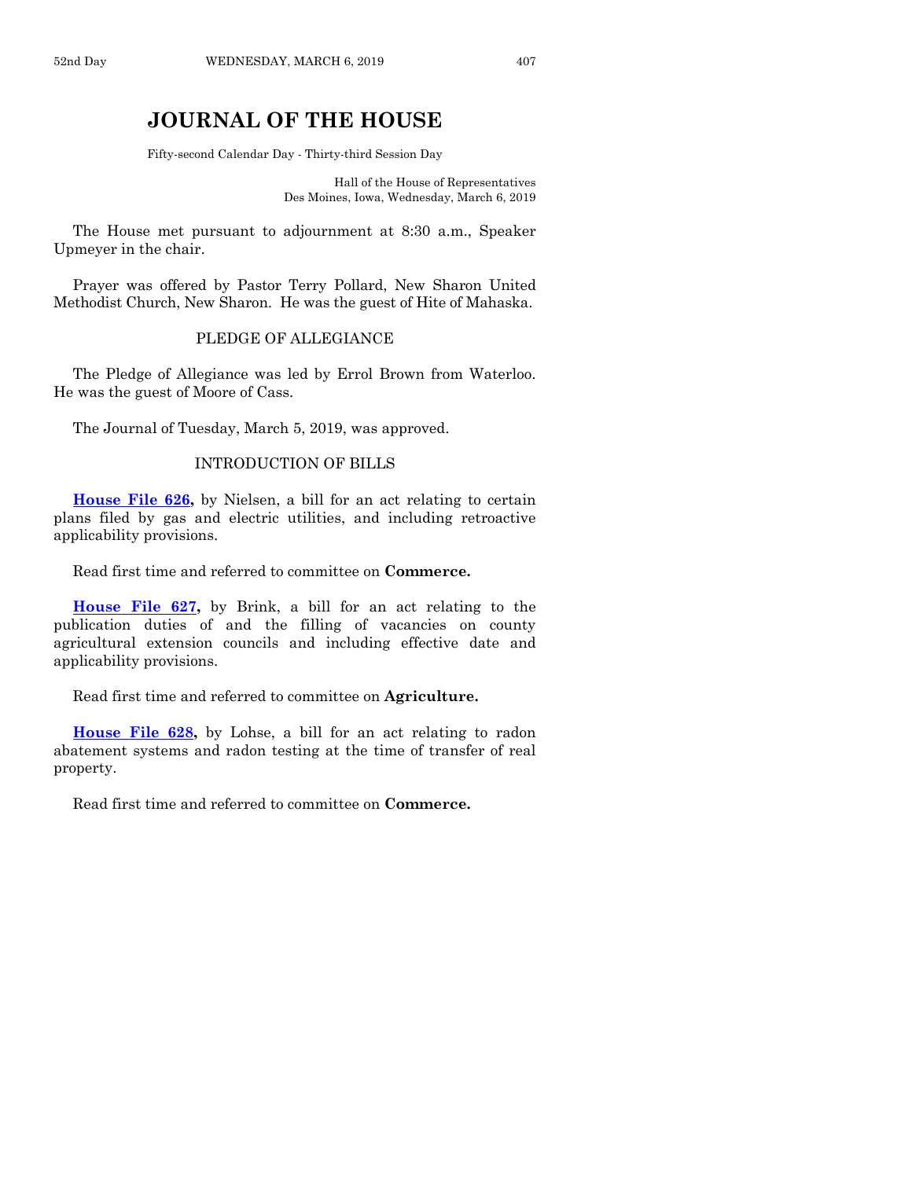# JOURNAL OF THE HOUSE

Fifty-second Calendar Day - Thirty-third Session Day

Hall of the House of Representatives
Des Moines, Iowa, Wednesday, March 6, 2019

The House met pursuant to adjournment at 8:30 a.m., Speaker Upmeyer in the chair.

Prayer was offered by Pastor Terry Pollard, New Sharon United Methodist Church, New Sharon. He was the guest of Hite of Mahaska.

## PLEDGE OF ALLEGIANCE

The Pledge of Allegiance was led by Errol Brown from Waterloo. He was the guest of Moore of Cass.

The Journal of Tuesday, March 5, 2019, was approved.

## INTRODUCTION OF BILLS

**House File 626,** by Nielsen, a bill for an act relating to certain plans filed by gas and electric utilities, and including retroactive applicability provisions.

Read first time and referred to committee on **Commerce.**

**House File 627,** by Brink, a bill for an act relating to the publication duties of and the filling of vacancies on county agricultural extension councils and including effective date and applicability provisions.

Read first time and referred to committee on **Agriculture.**

**House File 628,** by Lohse, a bill for an act relating to radon abatement systems and radon testing at the time of transfer of real property.

Read first time and referred to committee on **Commerce.**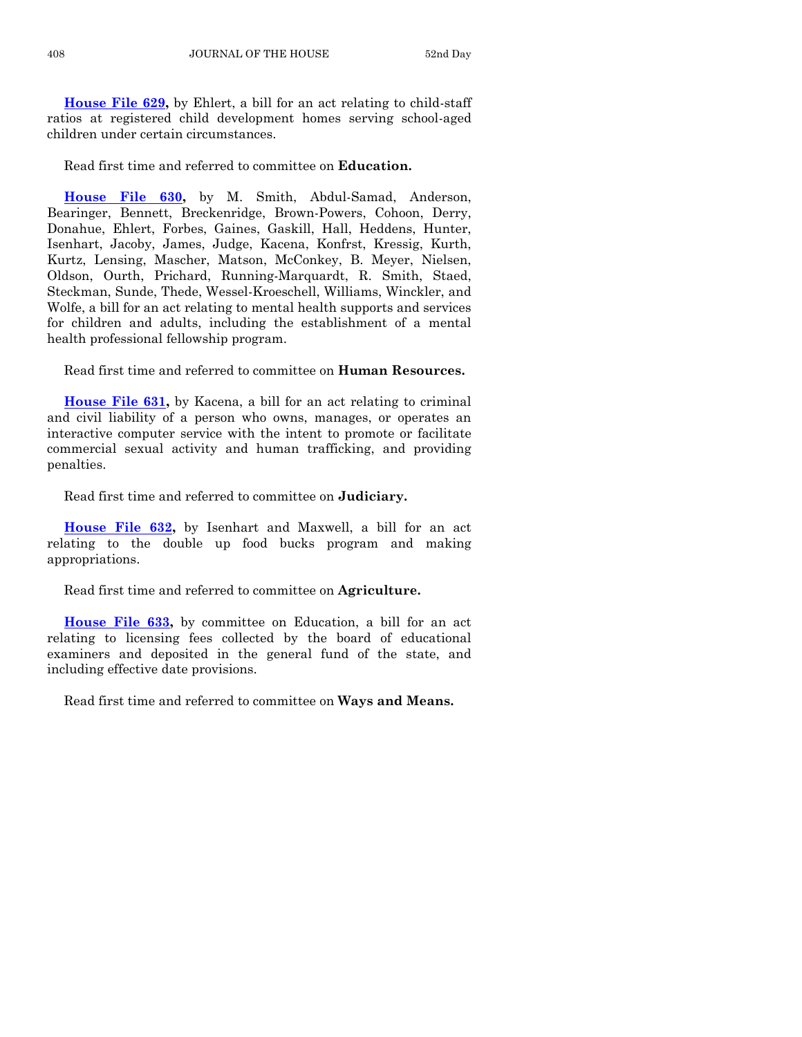**House File 629,** by Ehlert, a bill for an act relating to child-staff ratios at registered child development homes serving school-aged children under certain circumstances.

Read first time and referred to committee on **Education.**

**House File 630,** by M. Smith, Abdul-Samad, Anderson, Bearinger, Bennett, Breckenridge, Brown-Powers, Cohoon, Derry, Donahue, Ehlert, Forbes, Gaines, Gaskill, Hall, Heddens, Hunter, Isenhart, Jacoby, James, Judge, Kacena, Konfrst, Kressig, Kurth, Kurtz, Lensing, Mascher, Matson, McConkey, B. Meyer, Nielsen, Oldson, Ourth, Prichard, Running-Marquardt, R. Smith, Staed, Steckman, Sunde, Thede, Wessel-Kroeschell, Williams, Winckler, and Wolfe, a bill for an act relating to mental health supports and services for children and adults, including the establishment of a mental health professional fellowship program.

Read first time and referred to committee on **Human Resources.**

**House File 631,** by Kacena, a bill for an act relating to criminal and civil liability of a person who owns, manages, or operates an interactive computer service with the intent to promote or facilitate commercial sexual activity and human trafficking, and providing penalties.

Read first time and referred to committee on **Judiciary.**

**House File 632,** by Isenhart and Maxwell, a bill for an act relating to the double up food bucks program and making appropriations.

Read first time and referred to committee on **Agriculture.**

**House File 633,** by committee on Education, a bill for an act relating to licensing fees collected by the board of educational examiners and deposited in the general fund of the state, and including effective date provisions.

Read first time and referred to committee on **Ways and Means.**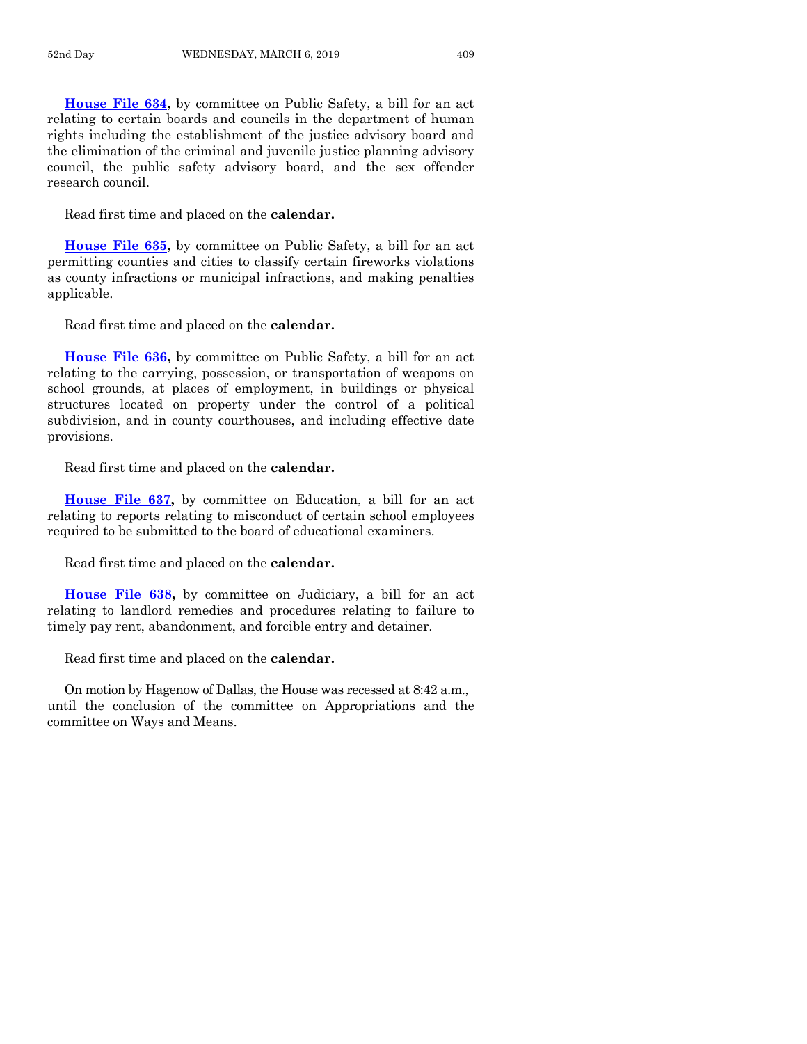**House File 634,** by committee on Public Safety, a bill for an act relating to certain boards and councils in the department of human rights including the establishment of the justice advisory board and the elimination of the criminal and juvenile justice planning advisory council, the public safety advisory board, and the sex offender research council.

Read first time and placed on the **calendar.**

**House File 635,** by committee on Public Safety, a bill for an act permitting counties and cities to classify certain fireworks violations as county infractions or municipal infractions, and making penalties applicable.

Read first time and placed on the **calendar.**

**House File 636,** by committee on Public Safety, a bill for an act relating to the carrying, possession, or transportation of weapons on school grounds, at places of employment, in buildings or physical structures located on property under the control of a political subdivision, and in county courthouses, and including effective date provisions.

Read first time and placed on the **calendar.**

**House File 637,** by committee on Education, a bill for an act relating to reports relating to misconduct of certain school employees required to be submitted to the board of educational examiners.

Read first time and placed on the **calendar.**

**House File 638,** by committee on Judiciary, a bill for an act relating to landlord remedies and procedures relating to failure to timely pay rent, abandonment, and forcible entry and detainer.

Read first time and placed on the **calendar.**

On motion by Hagenow of Dallas, the House was recessed at 8:42 a.m., until the conclusion of the committee on Appropriations and the committee on Ways and Means.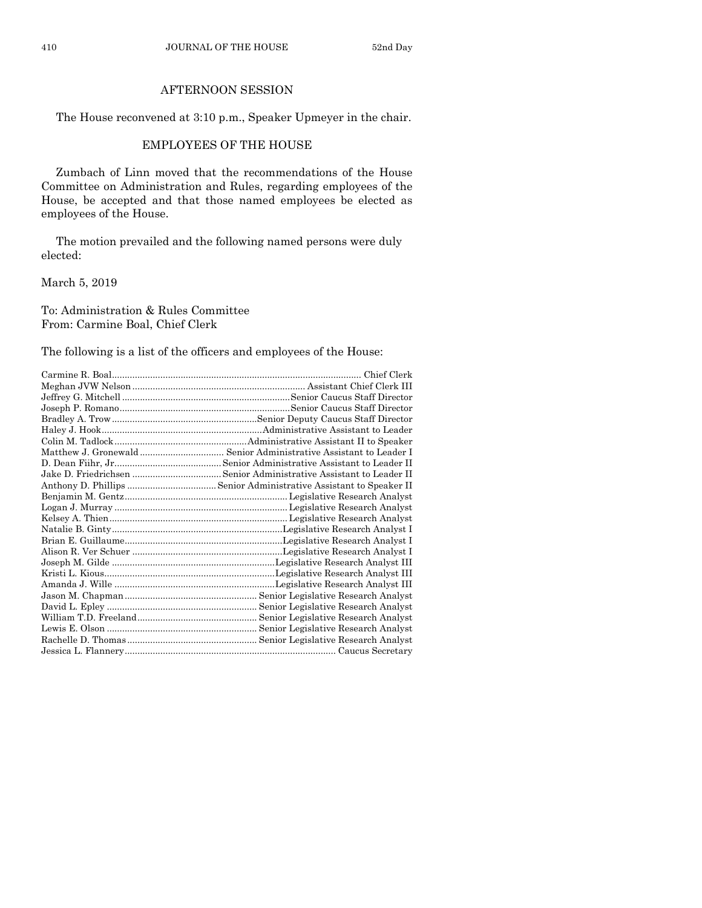## AFTERNOON SESSION

The House reconvened at 3:10 p.m., Speaker Upmeyer in the chair.

## EMPLOYEES OF THE HOUSE

Zumbach of Linn moved that the recommendations of the House Committee on Administration and Rules, regarding employees of the House, be accepted and that those named employees be elected as employees of the House.

The motion prevailed and the following named persons were duly elected:

March 5, 2019

To: Administration & Rules Committee
From: Carmine Boal, Chief Clerk

The following is a list of the officers and employees of the House:

| Name | Position |
|---|---|
| Carmine R. Boal | Chief Clerk |
| Meghan JVW Nelson | Assistant Chief Clerk III |
| Jeffrey G. Mitchell | Senior Caucus Staff Director |
| Joseph P. Romano | Senior Caucus Staff Director |
| Bradley A. Trow | Senior Deputy Caucus Staff Director |
| Haley J. Hook | Administrative Assistant to Leader |
| Colin M. Tadlock | Administrative Assistant II to Speaker |
| Matthew J. Gronewald | Senior Administrative Assistant to Leader I |
| D. Dean Fiihr, Jr. | Senior Administrative Assistant to Leader II |
| Jake D. Friedrichsen | Senior Administrative Assistant to Leader II |
| Anthony D. Phillips | Senior Administrative Assistant to Speaker II |
| Benjamin M. Gentz | Legislative Research Analyst |
| Logan J. Murray | Legislative Research Analyst |
| Kelsey A. Thien | Legislative Research Analyst |
| Natalie B. Ginty | Legislative Research Analyst I |
| Brian E. Guillaume | Legislative Research Analyst I |
| Alison R. Ver Schuer | Legislative Research Analyst I |
| Joseph M. Gilde | Legislative Research Analyst III |
| Kristi L. Kious | Legislative Research Analyst III |
| Amanda J. Wille | Legislative Research Analyst III |
| Jason M. Chapman | Senior Legislative Research Analyst |
| David L. Epley | Senior Legislative Research Analyst |
| William T.D. Freeland | Senior Legislative Research Analyst |
| Lewis E. Olson | Senior Legislative Research Analyst |
| Rachelle D. Thomas | Senior Legislative Research Analyst |
| Jessica L. Flannery | Caucus Secretary |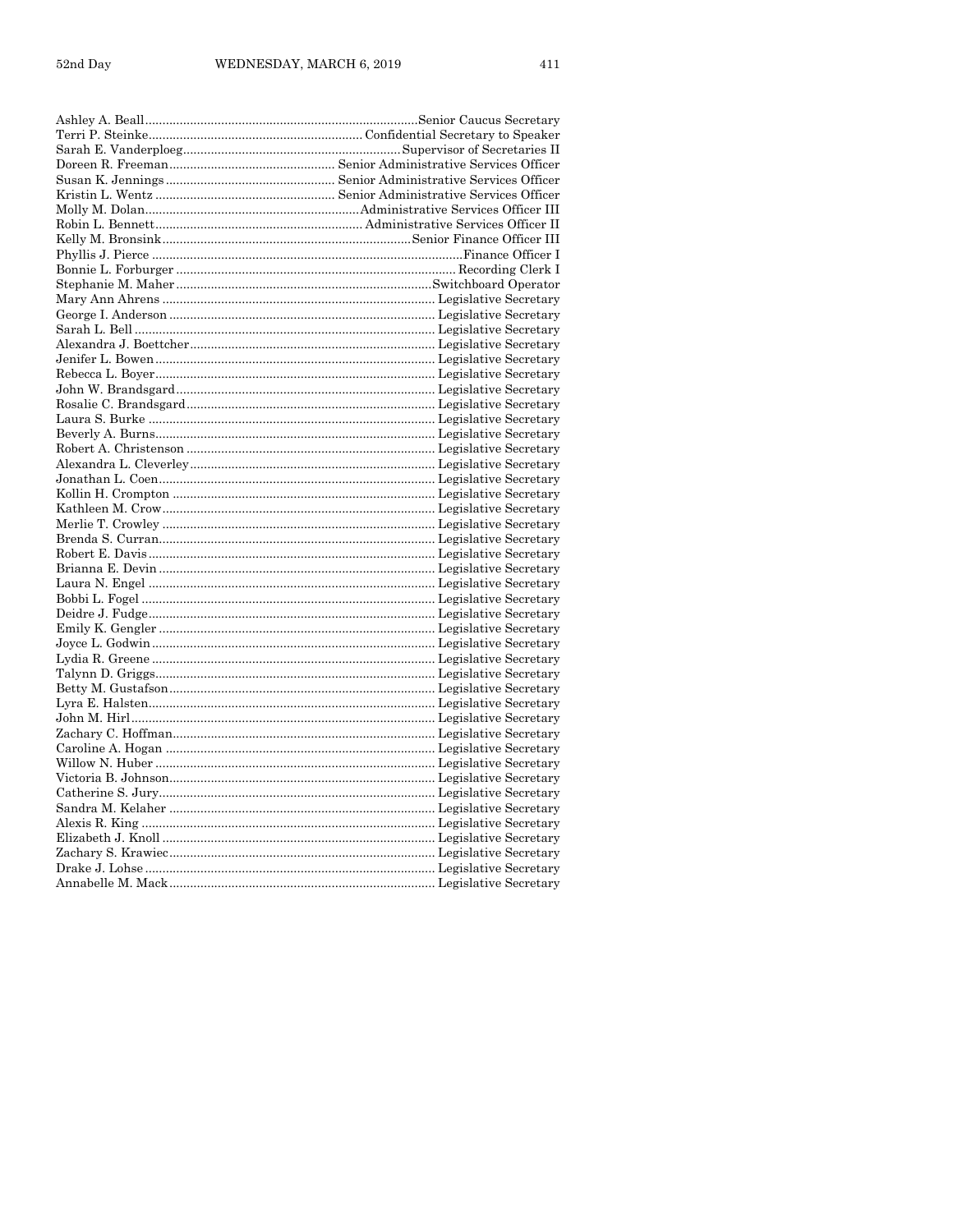| | |
|---|---|
| Ashley A. Beall | Senior Caucus Secretary |
| Terri P. Steinke | Confidential Secretary to Speaker |
| Sarah E. Vanderploeg | Supervisor of Secretaries II |
| Doreen R. Freeman | Senior Administrative Services Officer |
| Susan K. Jennings | Senior Administrative Services Officer |
| Kristin L. Wentz | Senior Administrative Services Officer |
| Molly M. Dolan | Administrative Services Officer III |
| Robin L. Bennett | Administrative Services Officer II |
| Kelly M. Bronsink | Senior Finance Officer III |
| Phyllis J. Pierce | Finance Officer I |
| Bonnie L. Forburger | Recording Clerk I |
| Stephanie M. Maher | Switchboard Operator |
| Mary Ann Ahrens | Legislative Secretary |
| George I. Anderson | Legislative Secretary |
| Sarah L. Bell | Legislative Secretary |
| Alexandra J. Boettcher | Legislative Secretary |
| Jenifer L. Bowen | Legislative Secretary |
| Rebecca L. Boyer | Legislative Secretary |
| John W. Brandsgard | Legislative Secretary |
| Rosalie C. Brandsgard | Legislative Secretary |
| Laura S. Burke | Legislative Secretary |
| Beverly A. Burns | Legislative Secretary |
| Robert A. Christenson | Legislative Secretary |
| Alexandra L. Cleverley | Legislative Secretary |
| Jonathan L. Coen | Legislative Secretary |
| Kollin H. Crompton | Legislative Secretary |
| Kathleen M. Crow | Legislative Secretary |
| Merlie T. Crowley | Legislative Secretary |
| Brenda S. Curran | Legislative Secretary |
| Robert E. Davis | Legislative Secretary |
| Brianna E. Devin | Legislative Secretary |
| Laura N. Engel | Legislative Secretary |
| Bobbi L. Fogel | Legislative Secretary |
| Deidre J. Fudge | Legislative Secretary |
| Emily K. Gengler | Legislative Secretary |
| Joyce L. Godwin | Legislative Secretary |
| Lydia R. Greene | Legislative Secretary |
| Talynn D. Griggs | Legislative Secretary |
| Betty M. Gustafson | Legislative Secretary |
| Lyra E. Halsten | Legislative Secretary |
| John M. Hirl | Legislative Secretary |
| Zachary C. Hoffman | Legislative Secretary |
| Caroline A. Hogan | Legislative Secretary |
| Willow N. Huber | Legislative Secretary |
| Victoria B. Johnson | Legislative Secretary |
| Catherine S. Jury | Legislative Secretary |
| Sandra M. Kelaher | Legislative Secretary |
| Alexis R. King | Legislative Secretary |
| Elizabeth J. Knoll | Legislative Secretary |
| Zachary S. Krawiec | Legislative Secretary |
| Drake J. Lohse | Legislative Secretary |
| Annabelle M. Mack | Legislative Secretary |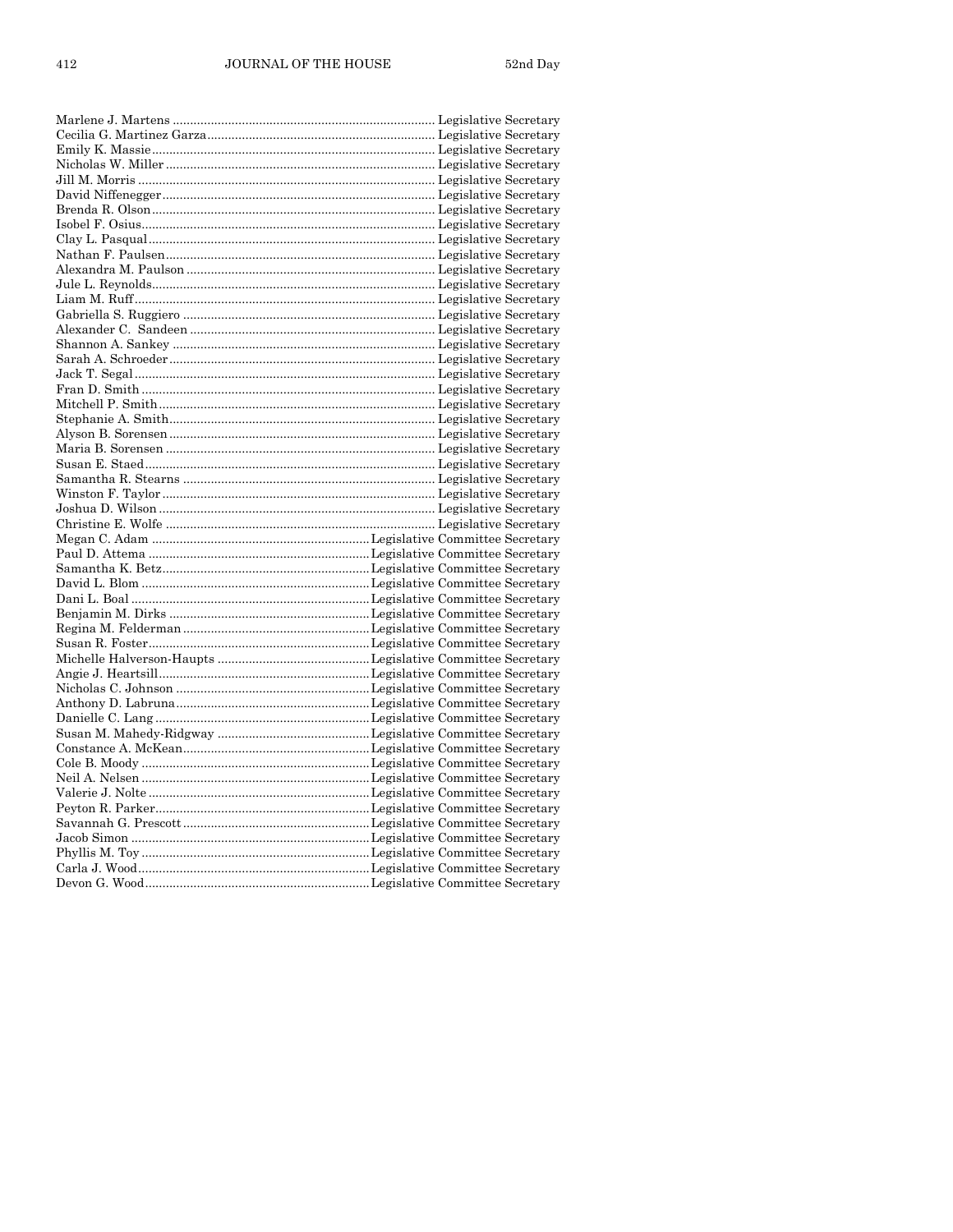| | |
|---|---|
| Marlene J. Martens | Legislative Secretary |
| Cecilia G. Martinez Garza | Legislative Secretary |
| Emily K. Massie | Legislative Secretary |
| Nicholas W. Miller | Legislative Secretary |
| Jill M. Morris | Legislative Secretary |
| David Niffenegger | Legislative Secretary |
| Brenda R. Olson | Legislative Secretary |
| Isobel F. Osius | Legislative Secretary |
| Clay L. Pasqual | Legislative Secretary |
| Nathan F. Paulsen | Legislative Secretary |
| Alexandra M. Paulson | Legislative Secretary |
| Jule L. Reynolds | Legislative Secretary |
| Liam M. Ruff | Legislative Secretary |
| Gabriella S. Ruggiero | Legislative Secretary |
| Alexander C. Sandeen | Legislative Secretary |
| Shannon A. Sankey | Legislative Secretary |
| Sarah A. Schroeder | Legislative Secretary |
| Jack T. Segal | Legislative Secretary |
| Fran D. Smith | Legislative Secretary |
| Mitchell P. Smith | Legislative Secretary |
| Stephanie A. Smith | Legislative Secretary |
| Alyson B. Sorensen | Legislative Secretary |
| Maria B. Sorensen | Legislative Secretary |
| Susan E. Staed | Legislative Secretary |
| Samantha R. Stearns | Legislative Secretary |
| Winston F. Taylor | Legislative Secretary |
| Joshua D. Wilson | Legislative Secretary |
| Christine E. Wolfe | Legislative Secretary |
| Megan C. Adam | Legislative Committee Secretary |
| Paul D. Attema | Legislative Committee Secretary |
| Samantha K. Betz | Legislative Committee Secretary |
| David L. Blom | Legislative Committee Secretary |
| Dani L. Boal | Legislative Committee Secretary |
| Benjamin M. Dirks | Legislative Committee Secretary |
| Regina M. Felderman | Legislative Committee Secretary |
| Susan R. Foster | Legislative Committee Secretary |
| Michelle Halverson-Haupts | Legislative Committee Secretary |
| Angie J. Heartsill | Legislative Committee Secretary |
| Nicholas C. Johnson | Legislative Committee Secretary |
| Anthony D. Labruna | Legislative Committee Secretary |
| Danielle C. Lang | Legislative Committee Secretary |
| Susan M. Mahedy-Ridgway | Legislative Committee Secretary |
| Constance A. McKean | Legislative Committee Secretary |
| Cole B. Moody | Legislative Committee Secretary |
| Neil A. Nelsen | Legislative Committee Secretary |
| Valerie J. Nolte | Legislative Committee Secretary |
| Peyton R. Parker | Legislative Committee Secretary |
| Savannah G. Prescott | Legislative Committee Secretary |
| Jacob Simon | Legislative Committee Secretary |
| Phyllis M. Toy | Legislative Committee Secretary |
| Carla J. Wood | Legislative Committee Secretary |
| Devon G. Wood | Legislative Committee Secretary |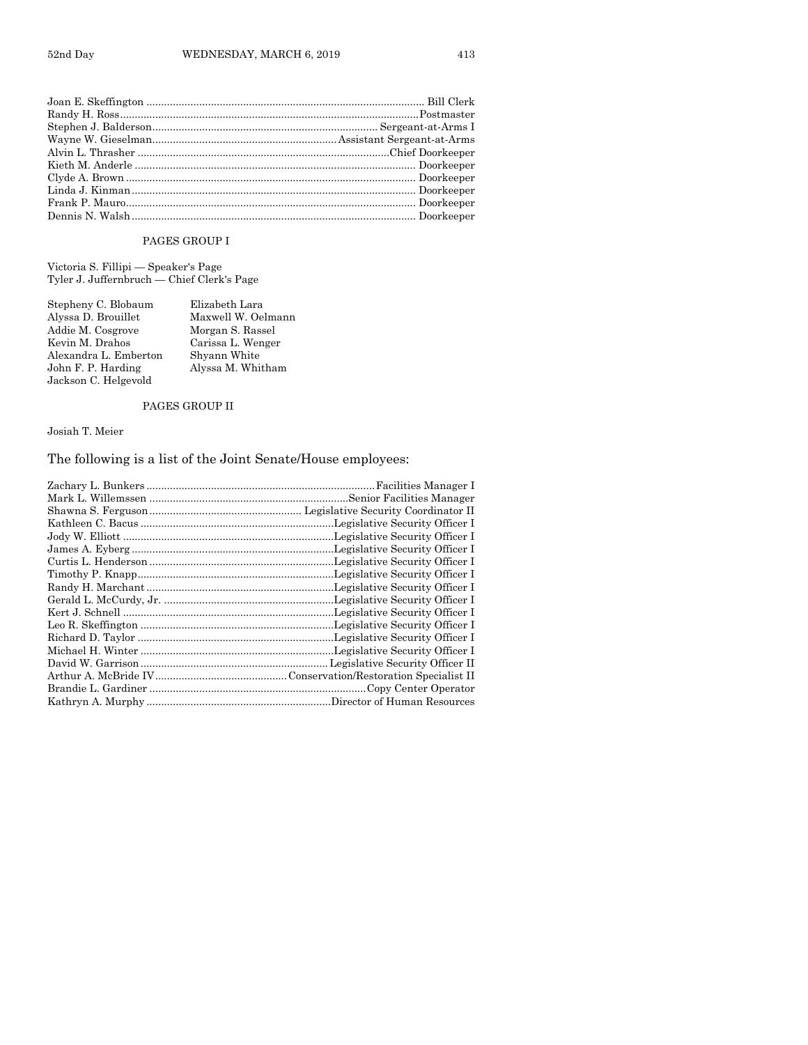Joan E. Skeffington .............................................................................................. Bill Clerk
Randy H. Ross.......................................................................................................Postmaster
Stephen J. Balderson........................................................................... Sergeant-at-Arms I
Wayne W. Gieselman..............................................................Assistant Sergeant-at-Arms
Alvin L. Thrasher .....................................................................................Chief Doorkeeper
Kieth M. Anderle ............................................................................................... Doorkeeper
Clyde A. Brown .................................................................................................. Doorkeeper
Linda J. Kinman ................................................................................................ Doorkeeper
Frank P. Mauro.................................................................................................. Doorkeeper
Dennis N. Walsh ................................................................................................ Doorkeeper

PAGES GROUP I

Victoria S. Fillipi — Speaker's Page
Tyler J. Juffernbruch — Chief Clerk's Page

Stepheny C. Blobaum
Alyssa D. Brouillet
Addie M. Cosgrove
Kevin M. Drahos
Alexandra L. Emberton
John F. P. Harding
Jackson C. Helgevold
Elizabeth Lara
Maxwell W. Oelmann
Morgan S. Rassel
Carissa L. Wenger
Shyann White
Alyssa M. Whitham

PAGES GROUP II

Josiah T. Meier

## The following is a list of the Joint Senate/House employees:

Zachary L. Bunkers .............................................................................Facilities Manager I
Mark L. Willemssen ...................................................................Senior Facilities Manager
Shawna S. Ferguson.................................................... Legislative Security Coordinator II
Kathleen C. Bacus ..................................................................Legislative Security Officer I
Jody W. Elliott .......................................................................Legislative Security Officer I
James A. Eyberg .....................................................................Legislative Security Officer I
Curtis L. Henderson ...............................................................Legislative Security Officer I
Timothy P. Knapp...................................................................Legislative Security Officer I
Randy H. Marchant ................................................................Legislative Security Officer I
Gerald L. McCurdy, Jr. ..........................................................Legislative Security Officer I
Kert J. Schnell .......................................................................Legislative Security Officer I
Leo R. Skeffington ..................................................................Legislative Security Officer I
Richard D. Taylor ...................................................................Legislative Security Officer I
Michael H. Winter ..................................................................Legislative Security Officer I
David W. Garrison ................................................................ Legislative Security Officer II
Arthur A. McBride IV.............................................Conservation/Restoration Specialist II
Brandie L. Gardiner ..........................................................................Copy Center Operator
Kathryn A. Murphy ..............................................................Director of Human Resources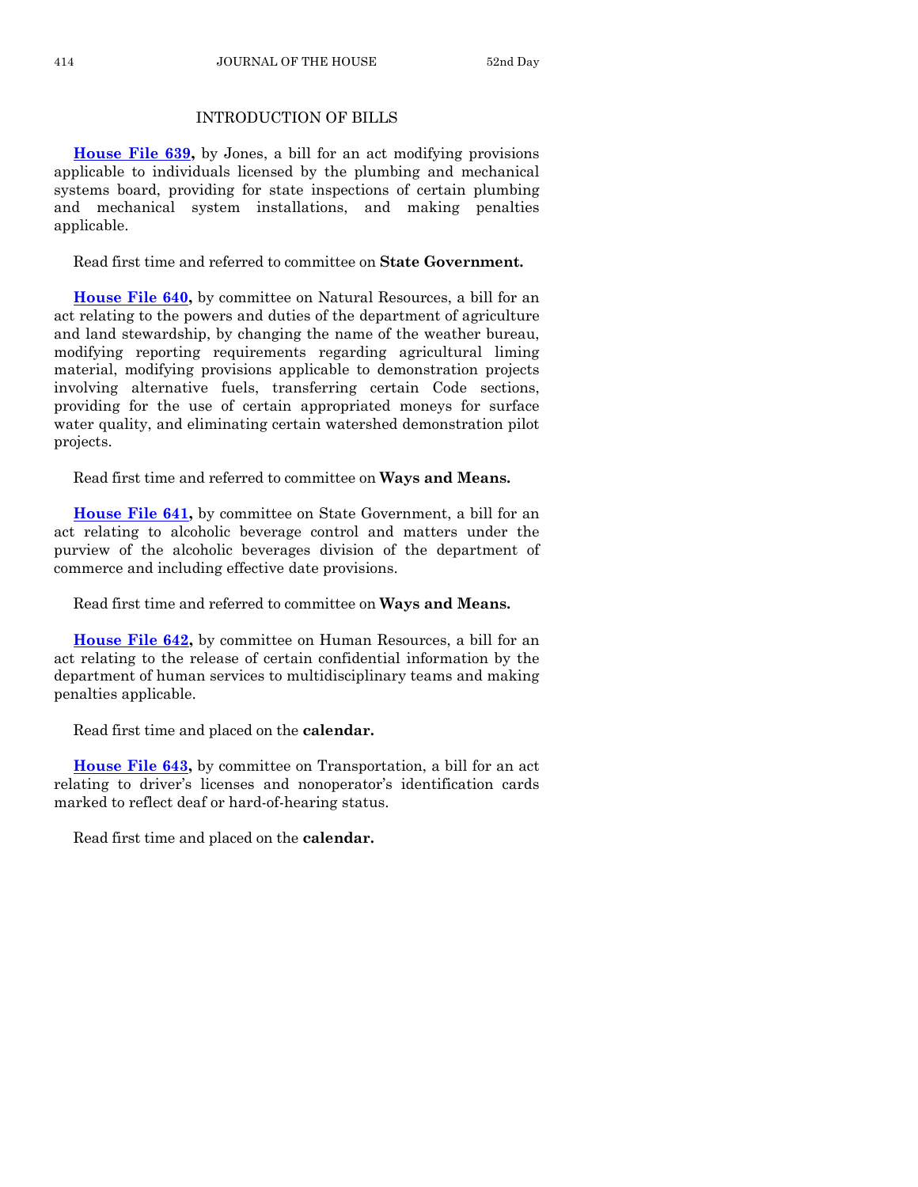## INTRODUCTION OF BILLS

**House File 639,** by Jones, a bill for an act modifying provisions applicable to individuals licensed by the plumbing and mechanical systems board, providing for state inspections of certain plumbing and mechanical system installations, and making penalties applicable.

Read first time and referred to committee on **State Government.**

**House File 640,** by committee on Natural Resources, a bill for an act relating to the powers and duties of the department of agriculture and land stewardship, by changing the name of the weather bureau, modifying reporting requirements regarding agricultural liming material, modifying provisions applicable to demonstration projects involving alternative fuels, transferring certain Code sections, providing for the use of certain appropriated moneys for surface water quality, and eliminating certain watershed demonstration pilot projects.

Read first time and referred to committee on **Ways and Means.**

**House File 641,** by committee on State Government, a bill for an act relating to alcoholic beverage control and matters under the purview of the alcoholic beverages division of the department of commerce and including effective date provisions.

Read first time and referred to committee on **Ways and Means.**

**House File 642,** by committee on Human Resources, a bill for an act relating to the release of certain confidential information by the department of human services to multidisciplinary teams and making penalties applicable.

Read first time and placed on the **calendar.**

**House File 643,** by committee on Transportation, a bill for an act relating to driver's licenses and nonoperator's identification cards marked to reflect deaf or hard-of-hearing status.

Read first time and placed on the **calendar.**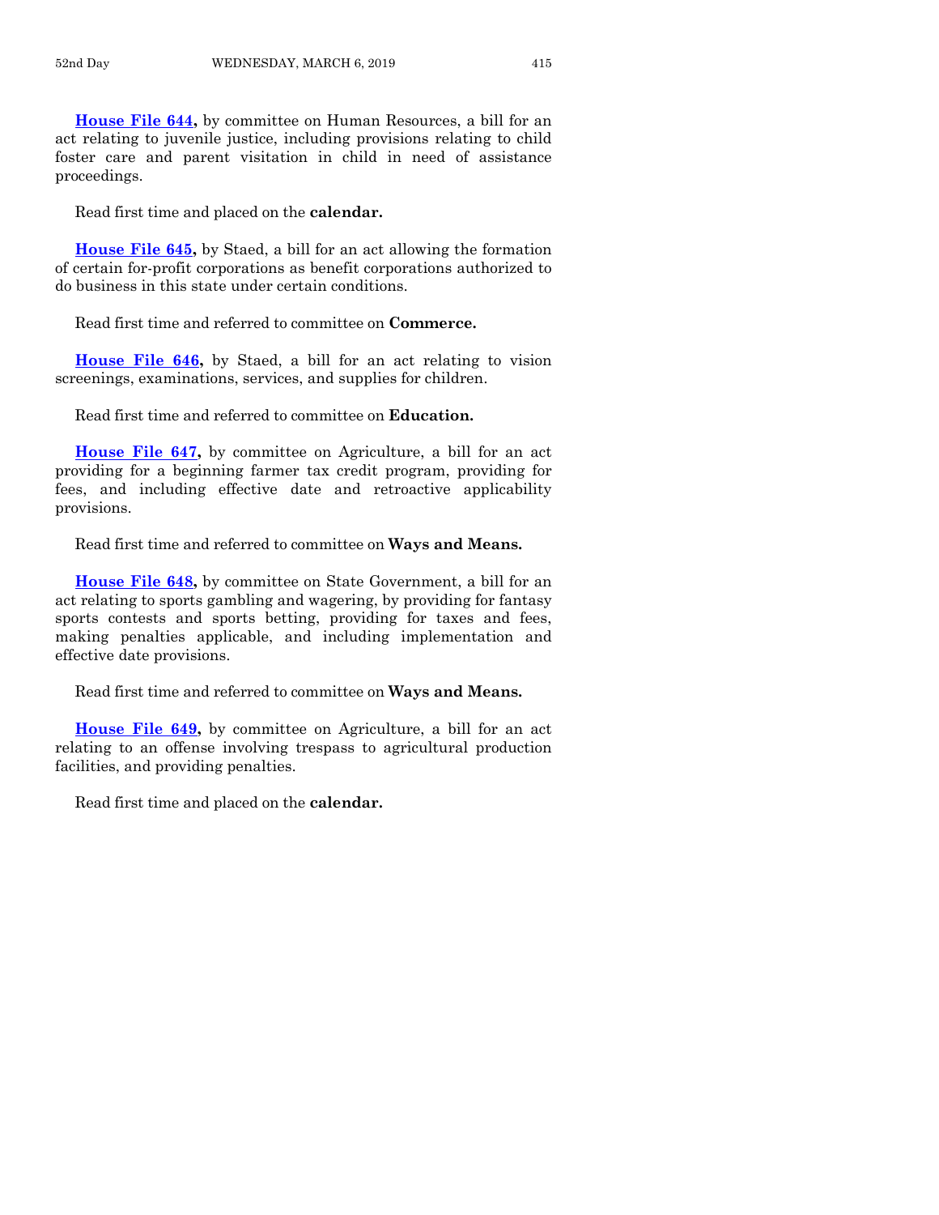**House File 644,** by committee on Human Resources, a bill for an act relating to juvenile justice, including provisions relating to child foster care and parent visitation in child in need of assistance proceedings.

Read first time and placed on the **calendar.**

**House File 645,** by Staed, a bill for an act allowing the formation of certain for-profit corporations as benefit corporations authorized to do business in this state under certain conditions.

Read first time and referred to committee on **Commerce.**

**House File 646,** by Staed, a bill for an act relating to vision screenings, examinations, services, and supplies for children.

Read first time and referred to committee on **Education.**

**House File 647,** by committee on Agriculture, a bill for an act providing for a beginning farmer tax credit program, providing for fees, and including effective date and retroactive applicability provisions.

Read first time and referred to committee on **Ways and Means.**

**House File 648,** by committee on State Government, a bill for an act relating to sports gambling and wagering, by providing for fantasy sports contests and sports betting, providing for taxes and fees, making penalties applicable, and including implementation and effective date provisions.

Read first time and referred to committee on **Ways and Means.**

**House File 649,** by committee on Agriculture, a bill for an act relating to an offense involving trespass to agricultural production facilities, and providing penalties.

Read first time and placed on the **calendar.**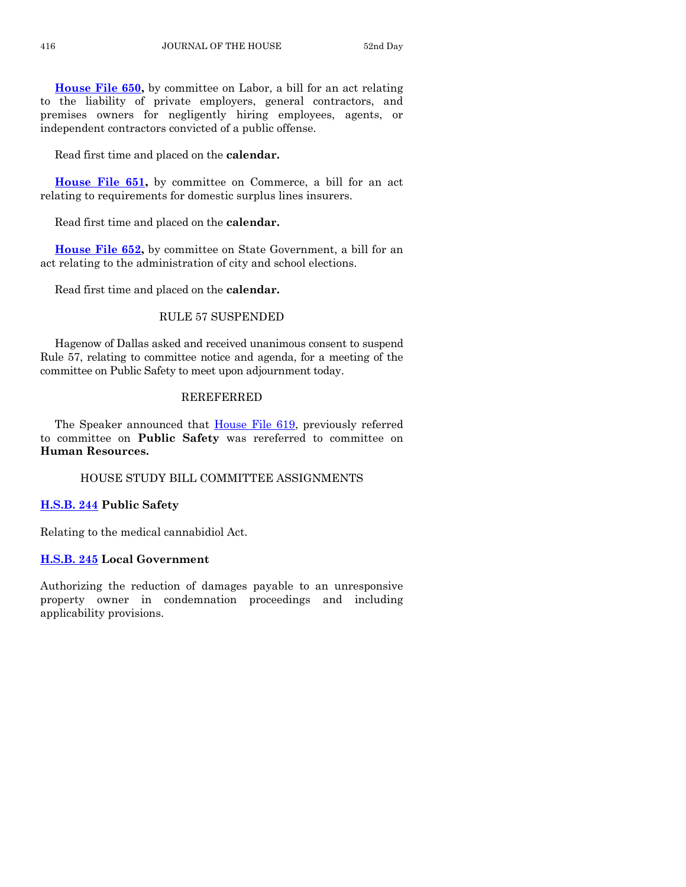**House File 650,** by committee on Labor, a bill for an act relating to the liability of private employers, general contractors, and premises owners for negligently hiring employees, agents, or independent contractors convicted of a public offense.

Read first time and placed on the **calendar.**

**House File 651,** by committee on Commerce, a bill for an act relating to requirements for domestic surplus lines insurers.

Read first time and placed on the **calendar.**

**House File 652,** by committee on State Government, a bill for an act relating to the administration of city and school elections.

Read first time and placed on the **calendar.**

## RULE 57 SUSPENDED

Hagenow of Dallas asked and received unanimous consent to suspend Rule 57, relating to committee notice and agenda, for a meeting of the committee on Public Safety to meet upon adjournment today.

## REREFERRED

The Speaker announced that House File 619, previously referred to committee on **Public Safety** was rereferred to committee on **Human Resources.**

## HOUSE STUDY BILL COMMITTEE ASSIGNMENTS

**H.S.B. 244 Public Safety**

Relating to the medical cannabidiol Act.

**H.S.B. 245 Local Government**

Authorizing the reduction of damages payable to an unresponsive property owner in condemnation proceedings and including applicability provisions.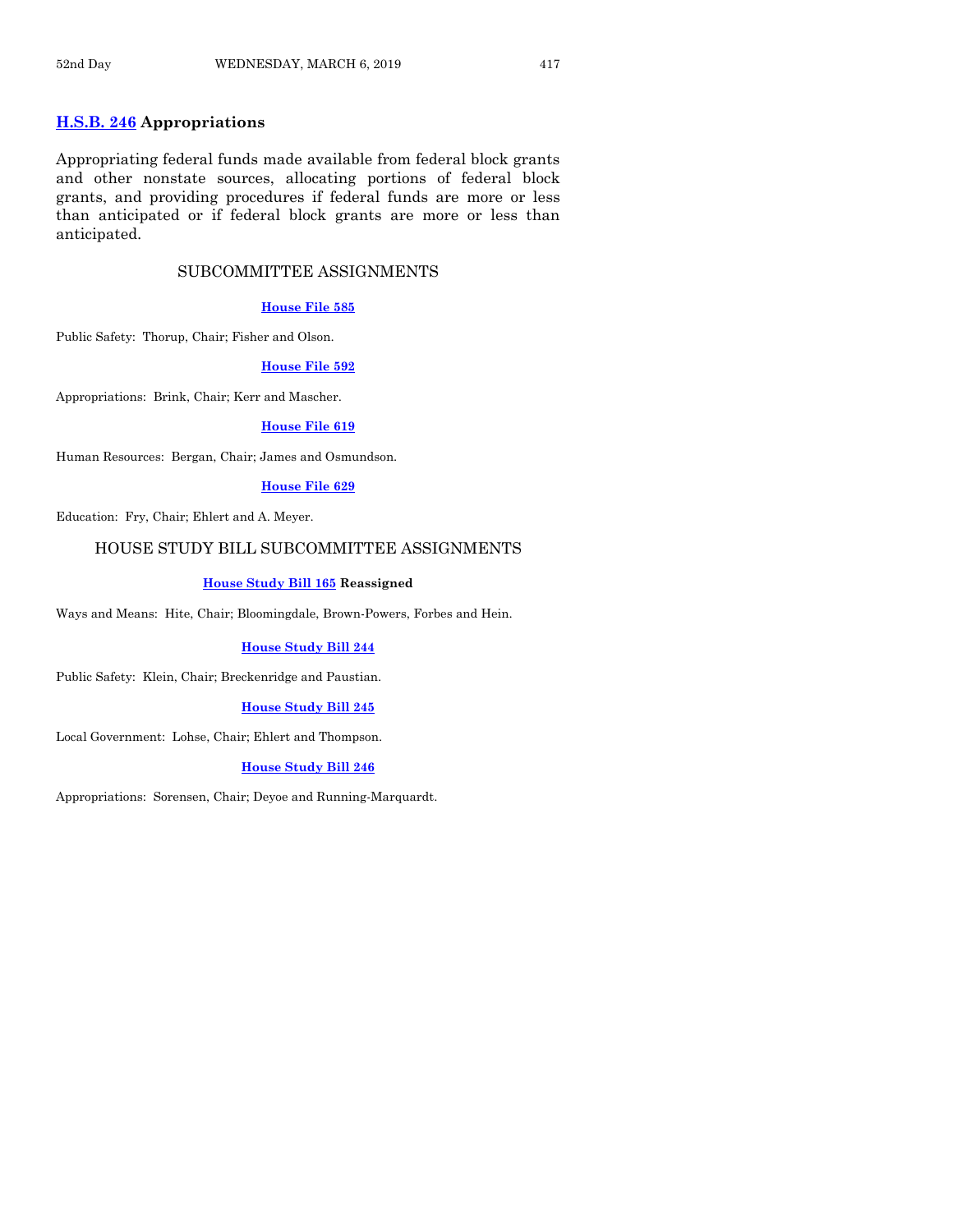**H.S.B. 246 Appropriations**

Appropriating federal funds made available from federal block grants and other nonstate sources, allocating portions of federal block grants, and providing procedures if federal funds are more or less than anticipated or if federal block grants are more or less than anticipated.

## SUBCOMMITTEE ASSIGNMENTS

**House File 585**

Public Safety: Thorup, Chair; Fisher and Olson.

**House File 592**

Appropriations: Brink, Chair; Kerr and Mascher.

**House File 619**

Human Resources: Bergan, Chair; James and Osmundson.

**House File 629**

Education: Fry, Chair; Ehlert and A. Meyer.

## HOUSE STUDY BILL SUBCOMMITTEE ASSIGNMENTS

**House Study Bill 165 Reassigned**

Ways and Means: Hite, Chair; Bloomingdale, Brown-Powers, Forbes and Hein.

**House Study Bill 244**

Public Safety: Klein, Chair; Breckenridge and Paustian.

**House Study Bill 245**

Local Government: Lohse, Chair; Ehlert and Thompson.

**House Study Bill 246**

Appropriations: Sorensen, Chair; Deyoe and Running-Marquardt.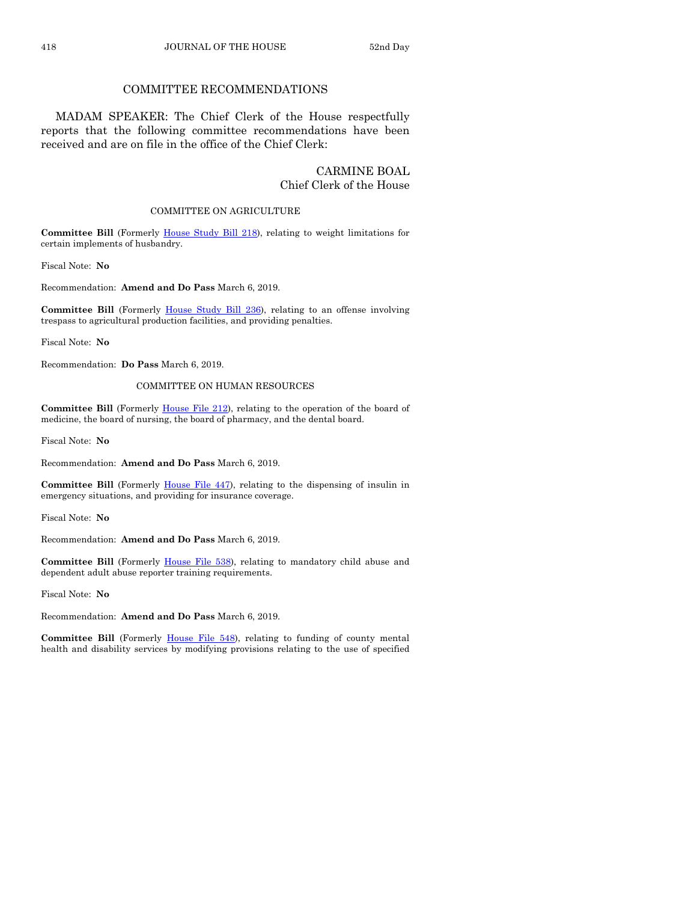## COMMITTEE RECOMMENDATIONS

MADAM SPEAKER: The Chief Clerk of the House respectfully reports that the following committee recommendations have been received and are on file in the office of the Chief Clerk:

CARMINE BOAL
Chief Clerk of the House

### COMMITTEE ON AGRICULTURE

**Committee Bill** (Formerly House Study Bill 218), relating to weight limitations for certain implements of husbandry.

Fiscal Note: **No**

Recommendation: **Amend and Do Pass** March 6, 2019.

**Committee Bill** (Formerly House Study Bill 236), relating to an offense involving trespass to agricultural production facilities, and providing penalties.

Fiscal Note: **No**

Recommendation: **Do Pass** March 6, 2019.

### COMMITTEE ON HUMAN RESOURCES

**Committee Bill** (Formerly House File 212), relating to the operation of the board of medicine, the board of nursing, the board of pharmacy, and the dental board.

Fiscal Note: **No**

Recommendation: **Amend and Do Pass** March 6, 2019.

**Committee Bill** (Formerly House File 447), relating to the dispensing of insulin in emergency situations, and providing for insurance coverage.

Fiscal Note: **No**

Recommendation: **Amend and Do Pass** March 6, 2019.

**Committee Bill** (Formerly House File 538), relating to mandatory child abuse and dependent adult abuse reporter training requirements.

Fiscal Note: **No**

Recommendation: **Amend and Do Pass** March 6, 2019.

**Committee Bill** (Formerly House File 548), relating to funding of county mental health and disability services by modifying provisions relating to the use of specified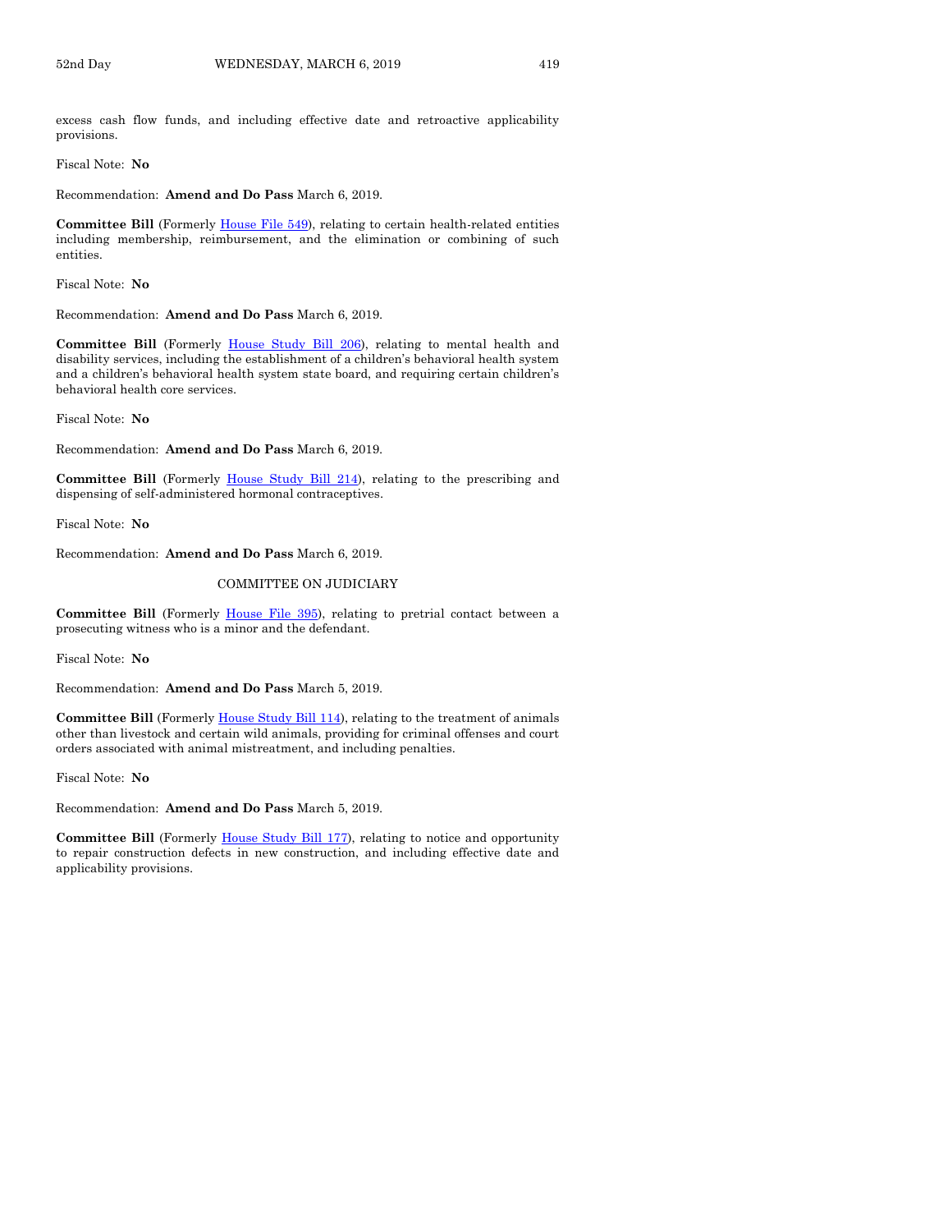excess cash flow funds, and including effective date and retroactive applicability provisions.

Fiscal Note: **No**

Recommendation: **Amend and Do Pass** March 6, 2019.

**Committee Bill** (Formerly House File 549), relating to certain health-related entities including membership, reimbursement, and the elimination or combining of such entities.

Fiscal Note: **No**

Recommendation: **Amend and Do Pass** March 6, 2019.

**Committee Bill** (Formerly House Study Bill 206), relating to mental health and disability services, including the establishment of a children's behavioral health system and a children's behavioral health system state board, and requiring certain children's behavioral health core services.

Fiscal Note: **No**

Recommendation: **Amend and Do Pass** March 6, 2019.

**Committee Bill** (Formerly House Study Bill 214), relating to the prescribing and dispensing of self-administered hormonal contraceptives.

Fiscal Note: **No**

Recommendation: **Amend and Do Pass** March 6, 2019.

## COMMITTEE ON JUDICIARY

**Committee Bill** (Formerly House File 395), relating to pretrial contact between a prosecuting witness who is a minor and the defendant.

Fiscal Note: **No**

Recommendation: **Amend and Do Pass** March 5, 2019.

**Committee Bill** (Formerly House Study Bill 114), relating to the treatment of animals other than livestock and certain wild animals, providing for criminal offenses and court orders associated with animal mistreatment, and including penalties.

Fiscal Note: **No**

Recommendation: **Amend and Do Pass** March 5, 2019.

**Committee Bill** (Formerly House Study Bill 177), relating to notice and opportunity to repair construction defects in new construction, and including effective date and applicability provisions.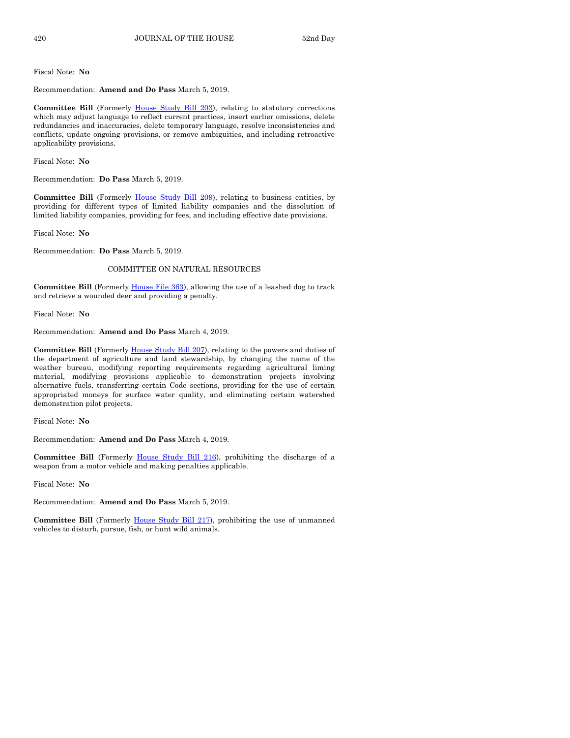Fiscal Note: **No**

Recommendation: **Amend and Do Pass** March 5, 2019.

**Committee Bill** (Formerly House Study Bill 203), relating to statutory corrections which may adjust language to reflect current practices, insert earlier omissions, delete redundancies and inaccuracies, delete temporary language, resolve inconsistencies and conflicts, update ongoing provisions, or remove ambiguities, and including retroactive applicability provisions.

Fiscal Note: **No**

Recommendation: **Do Pass** March 5, 2019.

**Committee Bill** (Formerly House Study Bill 209), relating to business entities, by providing for different types of limited liability companies and the dissolution of limited liability companies, providing for fees, and including effective date provisions.

Fiscal Note: **No**

Recommendation: **Do Pass** March 5, 2019.

COMMITTEE ON NATURAL RESOURCES

**Committee Bill** (Formerly House File 363), allowing the use of a leashed dog to track and retrieve a wounded deer and providing a penalty.

Fiscal Note: **No**

Recommendation: **Amend and Do Pass** March 4, 2019.

**Committee Bill** (Formerly House Study Bill 207), relating to the powers and duties of the department of agriculture and land stewardship, by changing the name of the weather bureau, modifying reporting requirements regarding agricultural liming material, modifying provisions applicable to demonstration projects involving alternative fuels, transferring certain Code sections, providing for the use of certain appropriated moneys for surface water quality, and eliminating certain watershed demonstration pilot projects.

Fiscal Note: **No**

Recommendation: **Amend and Do Pass** March 4, 2019.

**Committee Bill** (Formerly House Study Bill 216), prohibiting the discharge of a weapon from a motor vehicle and making penalties applicable.

Fiscal Note: **No**

Recommendation: **Amend and Do Pass** March 5, 2019.

**Committee Bill** (Formerly House Study Bill 217), prohibiting the use of unmanned vehicles to disturb, pursue, fish, or hunt wild animals.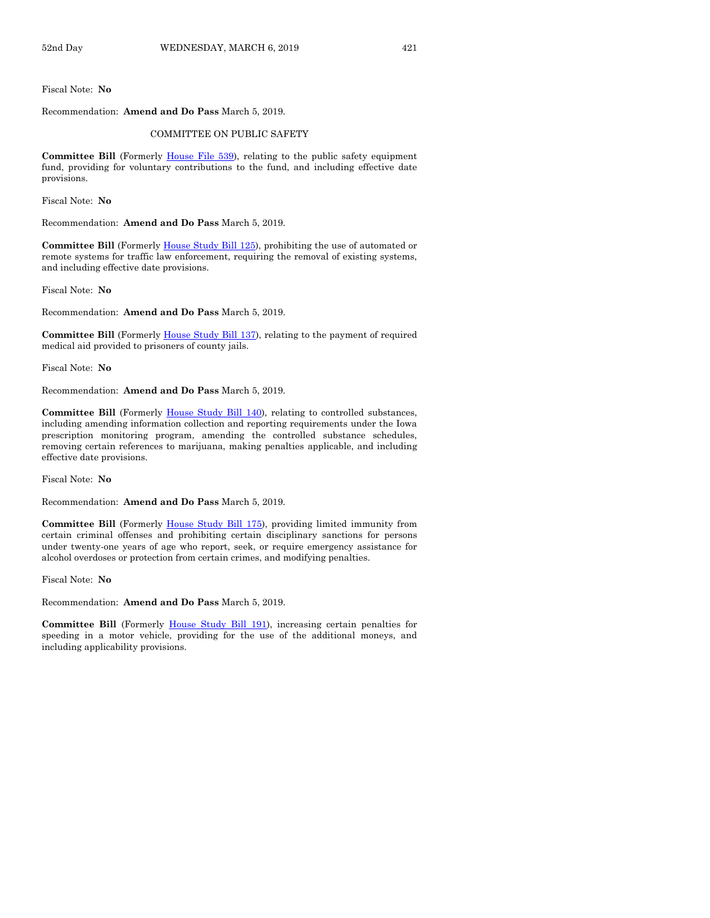Fiscal Note: **No**

Recommendation: **Amend and Do Pass** March 5, 2019.

COMMITTEE ON PUBLIC SAFETY

**Committee Bill** (Formerly House File 539), relating to the public safety equipment fund, providing for voluntary contributions to the fund, and including effective date provisions.

Fiscal Note: **No**

Recommendation: **Amend and Do Pass** March 5, 2019.

**Committee Bill** (Formerly House Study Bill 125), prohibiting the use of automated or remote systems for traffic law enforcement, requiring the removal of existing systems, and including effective date provisions.

Fiscal Note: **No**

Recommendation: **Amend and Do Pass** March 5, 2019.

**Committee Bill** (Formerly House Study Bill 137), relating to the payment of required medical aid provided to prisoners of county jails.

Fiscal Note: **No**

Recommendation: **Amend and Do Pass** March 5, 2019.

**Committee Bill** (Formerly House Study Bill 140), relating to controlled substances, including amending information collection and reporting requirements under the Iowa prescription monitoring program, amending the controlled substance schedules, removing certain references to marijuana, making penalties applicable, and including effective date provisions.

Fiscal Note: **No**

Recommendation: **Amend and Do Pass** March 5, 2019.

**Committee Bill** (Formerly House Study Bill 175), providing limited immunity from certain criminal offenses and prohibiting certain disciplinary sanctions for persons under twenty-one years of age who report, seek, or require emergency assistance for alcohol overdoses or protection from certain crimes, and modifying penalties.

Fiscal Note: **No**

Recommendation: **Amend and Do Pass** March 5, 2019.

**Committee Bill** (Formerly House Study Bill 191), increasing certain penalties for speeding in a motor vehicle, providing for the use of the additional moneys, and including applicability provisions.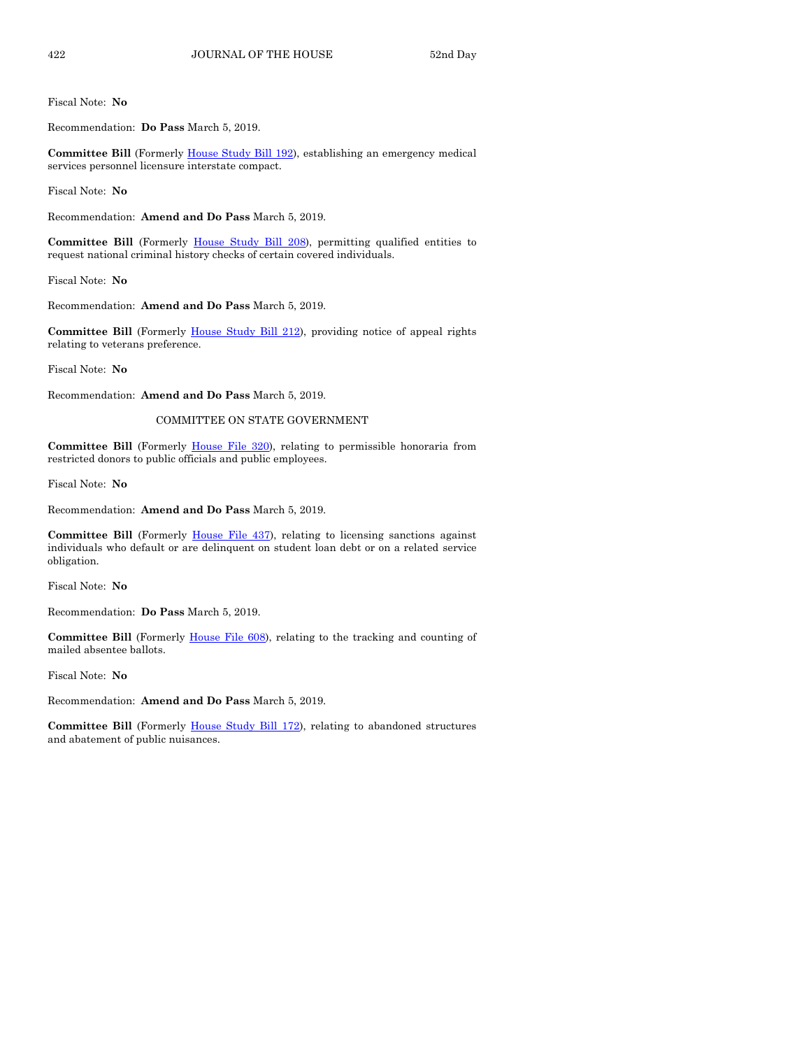Fiscal Note: **No**

Recommendation: **Do Pass** March 5, 2019.

**Committee Bill** (Formerly House Study Bill 192), establishing an emergency medical services personnel licensure interstate compact.

Fiscal Note: **No**

Recommendation: **Amend and Do Pass** March 5, 2019.

**Committee Bill** (Formerly House Study Bill 208), permitting qualified entities to request national criminal history checks of certain covered individuals.

Fiscal Note: **No**

Recommendation: **Amend and Do Pass** March 5, 2019.

**Committee Bill** (Formerly House Study Bill 212), providing notice of appeal rights relating to veterans preference.

Fiscal Note: **No**

Recommendation: **Amend and Do Pass** March 5, 2019.

COMMITTEE ON STATE GOVERNMENT

**Committee Bill** (Formerly House File 320), relating to permissible honoraria from restricted donors to public officials and public employees.

Fiscal Note: **No**

Recommendation: **Amend and Do Pass** March 5, 2019.

**Committee Bill** (Formerly House File 437), relating to licensing sanctions against individuals who default or are delinquent on student loan debt or on a related service obligation.

Fiscal Note: **No**

Recommendation: **Do Pass** March 5, 2019.

**Committee Bill** (Formerly House File 608), relating to the tracking and counting of mailed absentee ballots.

Fiscal Note: **No**

Recommendation: **Amend and Do Pass** March 5, 2019.

**Committee Bill** (Formerly House Study Bill 172), relating to abandoned structures and abatement of public nuisances.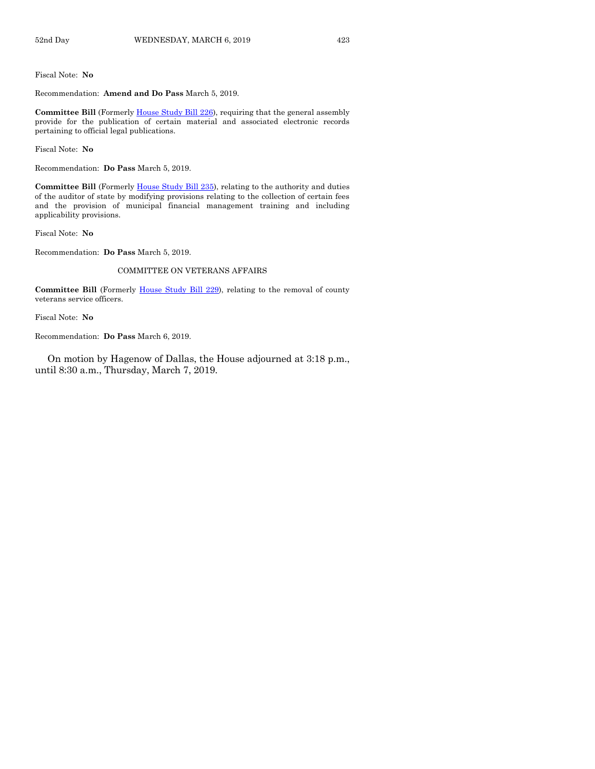Fiscal Note: **No**

Recommendation: **Amend and Do Pass** March 5, 2019.

**Committee Bill** (Formerly House Study Bill 226), requiring that the general assembly provide for the publication of certain material and associated electronic records pertaining to official legal publications.

Fiscal Note: **No**

Recommendation: **Do Pass** March 5, 2019.

**Committee Bill** (Formerly House Study Bill 235), relating to the authority and duties of the auditor of state by modifying provisions relating to the collection of certain fees and the provision of municipal financial management training and including applicability provisions.

Fiscal Note: **No**

Recommendation: **Do Pass** March 5, 2019.

COMMITTEE ON VETERANS AFFAIRS

**Committee Bill** (Formerly House Study Bill 229), relating to the removal of county veterans service officers.

Fiscal Note: **No**

Recommendation: **Do Pass** March 6, 2019.

On motion by Hagenow of Dallas, the House adjourned at 3:18 p.m., until 8:30 a.m., Thursday, March 7, 2019.